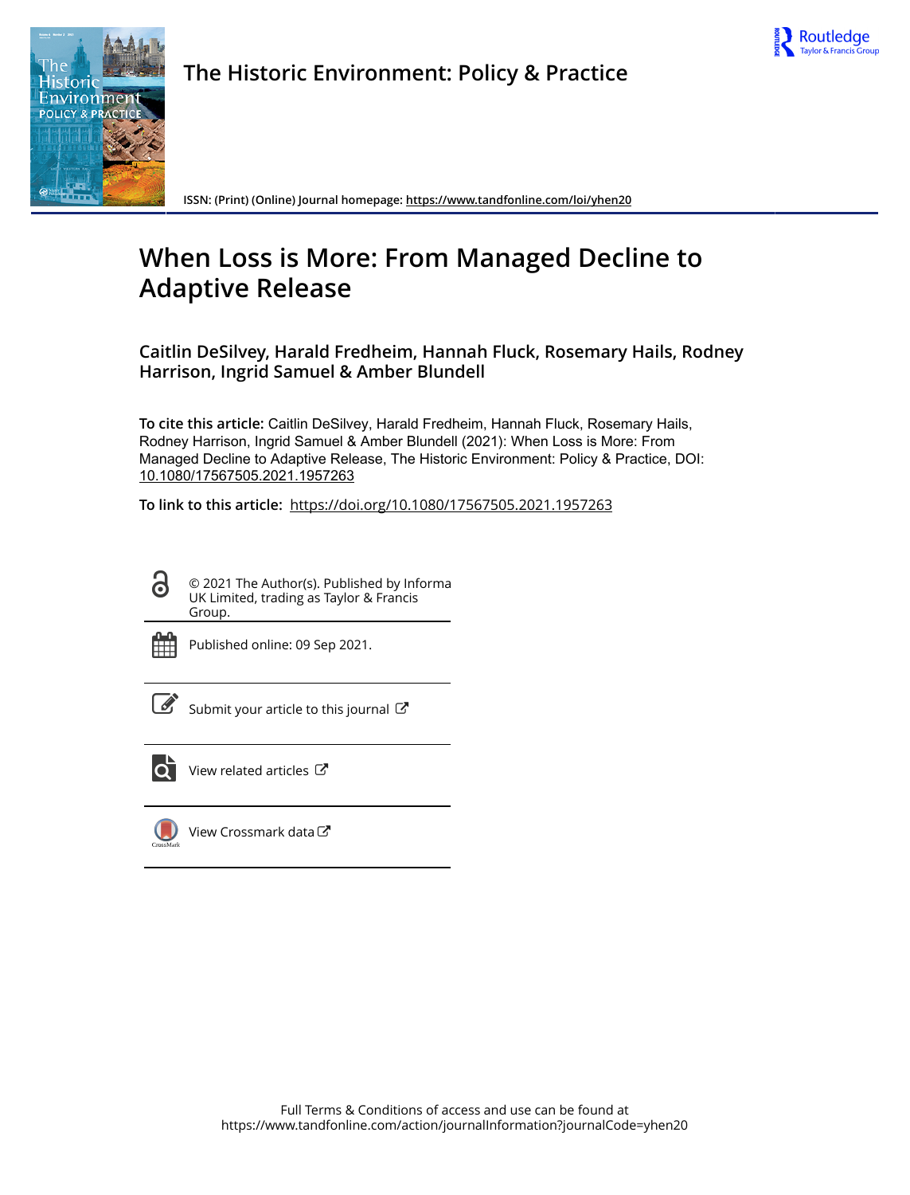# The Historic Environment: Policy & Practice

ISSN: (Print) (Online) Journal homepage: https://www.tandfonline.com/loi/yhen20

# When Loss is More: From Managed Decline to Adaptive Release

**Caitlin DeSilvey, Harald Fredheim, Hannah Fluck, Rosemary Hails, Rodney Harrison, Ingrid Samuel & Amber Blundell**

**To cite this article:** Caitlin DeSilvey, Harald Fredheim, Hannah Fluck, Rosemary Hails, Rodney Harrison, Ingrid Samuel & Amber Blundell (2021): When Loss is More: From Managed Decline to Adaptive Release, The Historic Environment: Policy & Practice, DOI: 10.1080/17567505.2021.1957263

**To link to this article:** https://doi.org/10.1080/17567505.2021.1957263

© 2021 The Author(s). Published by Informa UK Limited, trading as Taylor & Francis Group.

Published online: 09 Sep 2021.

Submit your article to this journal

View related articles

View Crossmark data

Full Terms & Conditions of access and use can be found at https://www.tandfonline.com/action/journalInformation?journalCode=yhen20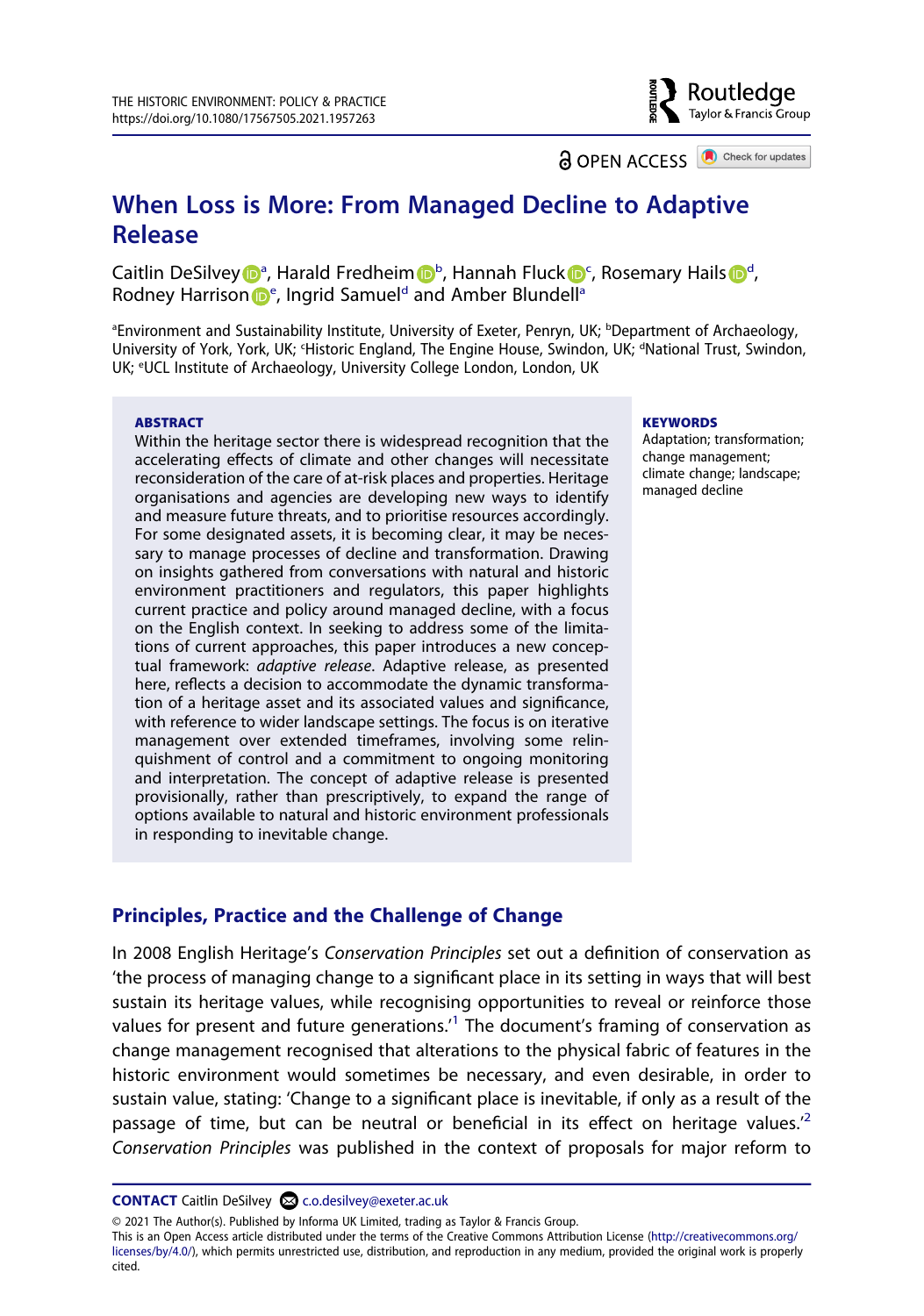# When Loss is More: From Managed Decline to Adaptive Release

Caitlin DeSilvey[a], Harald Fredheim[b], Hannah Fluck[c], Rosemary Hails[d], Rodney Harrison[e], Ingrid Samuel[d] and Amber Blundell[a]

[a]Environment and Sustainability Institute, University of Exeter, Penryn, UK; [b]Department of Archaeology, University of York, York, UK; [c]Historic England, The Engine House, Swindon, UK; [d]National Trust, Swindon, UK; [e]UCL Institute of Archaeology, University College London, London, UK

**ABSTRACT**

Within the heritage sector there is widespread recognition that the accelerating effects of climate and other changes will necessitate reconsideration of the care of at-risk places and properties. Heritage organisations and agencies are developing new ways to identify and measure future threats, and to prioritise resources accordingly. For some designated assets, it is becoming clear, it may be necessary to manage processes of decline and transformation. Drawing on insights gathered from conversations with natural and historic environment practitioners and regulators, this paper highlights current practice and policy around managed decline, with a focus on the English context. In seeking to address some of the limitations of current approaches, this paper introduces a new conceptual framework: *adaptive release*. Adaptive release, as presented here, reflects a decision to accommodate the dynamic transformation of a heritage asset and its associated values and significance, with reference to wider landscape settings. The focus is on iterative management over extended timeframes, involving some relinquishment of control and a commitment to ongoing monitoring and interpretation. The concept of adaptive release is presented provisionally, rather than prescriptively, to expand the range of options available to natural and historic environment professionals in responding to inevitable change.

**KEYWORDS**

Adaptation; transformation; change management; climate change; landscape; managed decline

## Principles, Practice and the Challenge of Change

In 2008 English Heritage's *Conservation Principles* set out a definition of conservation as 'the process of managing change to a significant place in its setting in ways that will best sustain its heritage values, while recognising opportunities to reveal or reinforce those values for present and future generations.'[1] The document's framing of conservation as change management recognised that alterations to the physical fabric of features in the historic environment would sometimes be necessary, and even desirable, in order to sustain value, stating: 'Change to a significant place is inevitable, if only as a result of the passage of time, but can be neutral or beneficial in its effect on heritage values.'[2] *Conservation Principles* was published in the context of proposals for major reform to

**CONTACT** Caitlin DeSilvey c.o.desilvey@exeter.ac.uk

© 2021 The Author(s). Published by Informa UK Limited, trading as Taylor & Francis Group.
This is an Open Access article distributed under the terms of the Creative Commons Attribution License (http://creativecommons.org/licenses/by/4.0/), which permits unrestricted use, distribution, and reproduction in any medium, provided the original work is properly cited.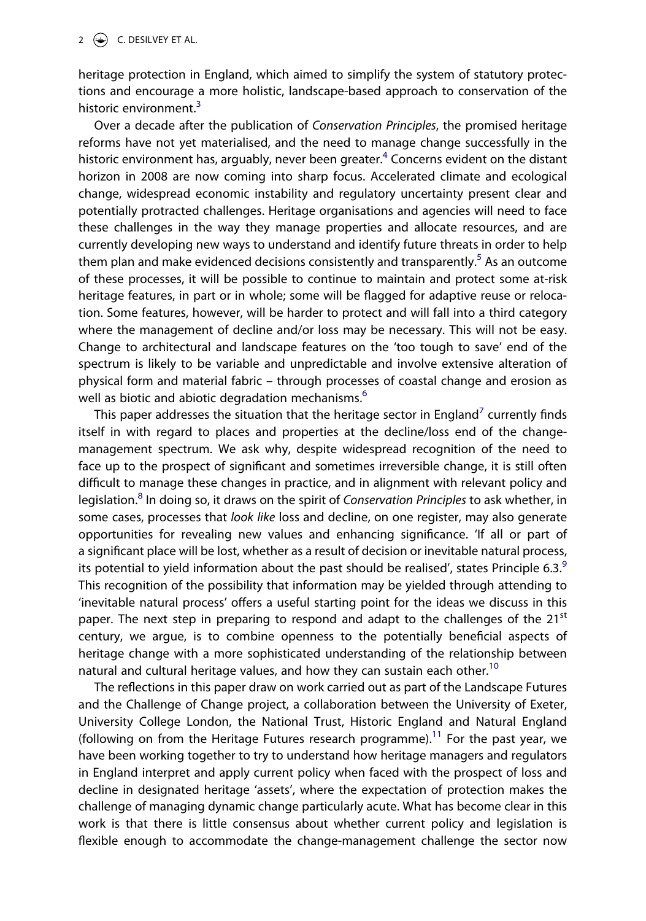heritage protection in England, which aimed to simplify the system of statutory protections and encourage a more holistic, landscape-based approach to conservation of the historic environment.[3]

Over a decade after the publication of *Conservation Principles*, the promised heritage reforms have not yet materialised, and the need to manage change successfully in the historic environment has, arguably, never been greater.[4] Concerns evident on the distant horizon in 2008 are now coming into sharp focus. Accelerated climate and ecological change, widespread economic instability and regulatory uncertainty present clear and potentially protracted challenges. Heritage organisations and agencies will need to face these challenges in the way they manage properties and allocate resources, and are currently developing new ways to understand and identify future threats in order to help them plan and make evidenced decisions consistently and transparently.[5] As an outcome of these processes, it will be possible to continue to maintain and protect some at-risk heritage features, in part or in whole; some will be flagged for adaptive reuse or relocation. Some features, however, will be harder to protect and will fall into a third category where the management of decline and/or loss may be necessary. This will not be easy. Change to architectural and landscape features on the 'too tough to save' end of the spectrum is likely to be variable and unpredictable and involve extensive alteration of physical form and material fabric – through processes of coastal change and erosion as well as biotic and abiotic degradation mechanisms.[6]

This paper addresses the situation that the heritage sector in England[7] currently finds itself in with regard to places and properties at the decline/loss end of the change-management spectrum. We ask why, despite widespread recognition of the need to face up to the prospect of significant and sometimes irreversible change, it is still often difficult to manage these changes in practice, and in alignment with relevant policy and legislation.[8] In doing so, it draws on the spirit of *Conservation Principles* to ask whether, in some cases, processes that *look like* loss and decline, on one register, may also generate opportunities for revealing new values and enhancing significance. 'If all or part of a significant place will be lost, whether as a result of decision or inevitable natural process, its potential to yield information about the past should be realised', states Principle 6.3.[9] This recognition of the possibility that information may be yielded through attending to 'inevitable natural process' offers a useful starting point for the ideas we discuss in this paper. The next step in preparing to respond and adapt to the challenges of the 21st century, we argue, is to combine openness to the potentially beneficial aspects of heritage change with a more sophisticated understanding of the relationship between natural and cultural heritage values, and how they can sustain each other.[10]

The reflections in this paper draw on work carried out as part of the Landscape Futures and the Challenge of Change project, a collaboration between the University of Exeter, University College London, the National Trust, Historic England and Natural England (following on from the Heritage Futures research programme).[11] For the past year, we have been working together to try to understand how heritage managers and regulators in England interpret and apply current policy when faced with the prospect of loss and decline in designated heritage 'assets', where the expectation of protection makes the challenge of managing dynamic change particularly acute. What has become clear in this work is that there is little consensus about whether current policy and legislation is flexible enough to accommodate the change-management challenge the sector now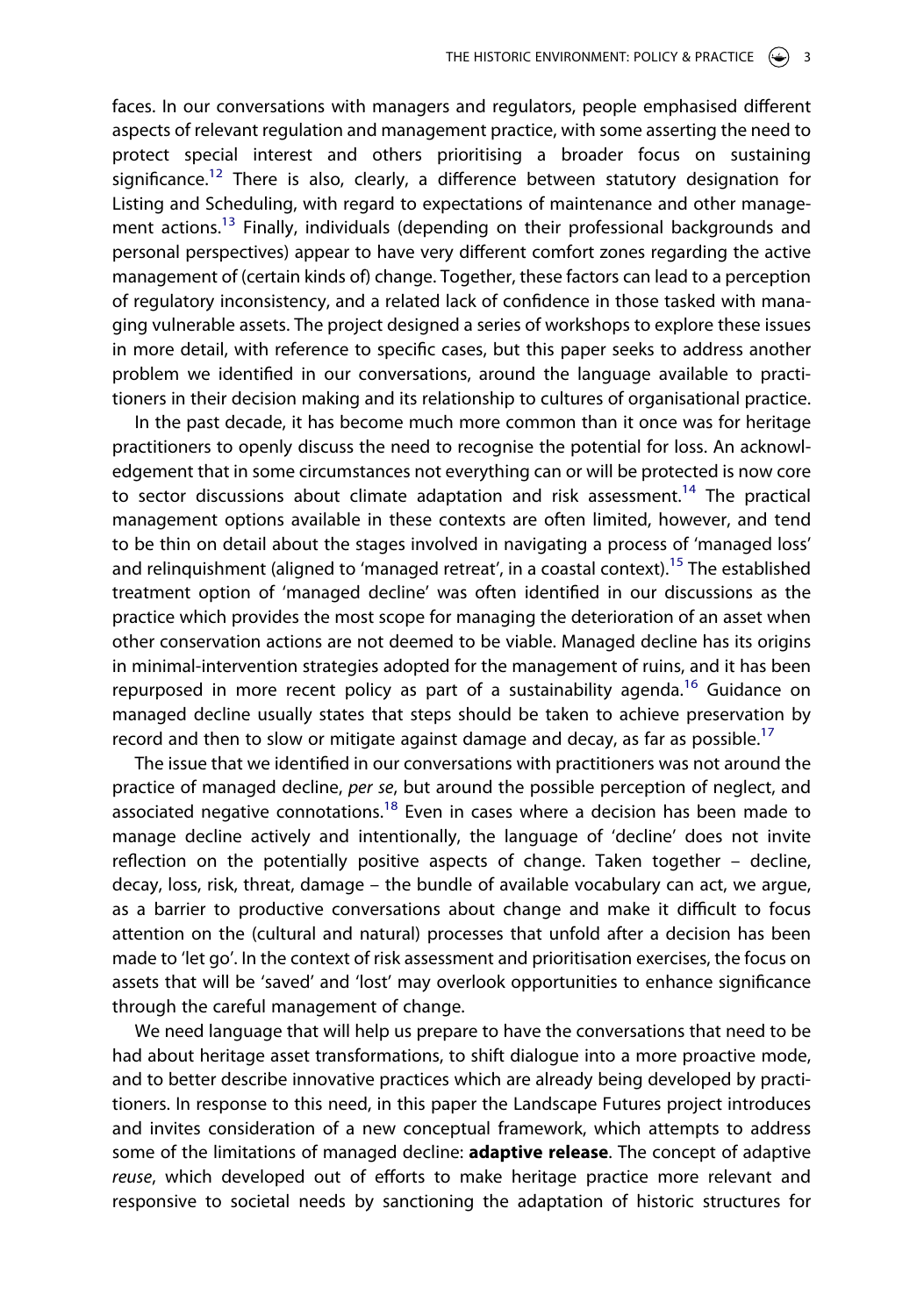faces. In our conversations with managers and regulators, people emphasised different aspects of relevant regulation and management practice, with some asserting the need to protect special interest and others prioritising a broader focus on sustaining significance.[12] There is also, clearly, a difference between statutory designation for Listing and Scheduling, with regard to expectations of maintenance and other management actions.[13] Finally, individuals (depending on their professional backgrounds and personal perspectives) appear to have very different comfort zones regarding the active management of (certain kinds of) change. Together, these factors can lead to a perception of regulatory inconsistency, and a related lack of confidence in those tasked with managing vulnerable assets. The project designed a series of workshops to explore these issues in more detail, with reference to specific cases, but this paper seeks to address another problem we identified in our conversations, around the language available to practitioners in their decision making and its relationship to cultures of organisational practice.

In the past decade, it has become much more common than it once was for heritage practitioners to openly discuss the need to recognise the potential for loss. An acknowledgement that in some circumstances not everything can or will be protected is now core to sector discussions about climate adaptation and risk assessment.[14] The practical management options available in these contexts are often limited, however, and tend to be thin on detail about the stages involved in navigating a process of 'managed loss' and relinquishment (aligned to 'managed retreat', in a coastal context).[15] The established treatment option of 'managed decline' was often identified in our discussions as the practice which provides the most scope for managing the deterioration of an asset when other conservation actions are not deemed to be viable. Managed decline has its origins in minimal-intervention strategies adopted for the management of ruins, and it has been repurposed in more recent policy as part of a sustainability agenda.[16] Guidance on managed decline usually states that steps should be taken to achieve preservation by record and then to slow or mitigate against damage and decay, as far as possible.[17]

The issue that we identified in our conversations with practitioners was not around the practice of managed decline, *per se*, but around the possible perception of neglect, and associated negative connotations.[18] Even in cases where a decision has been made to manage decline actively and intentionally, the language of 'decline' does not invite reflection on the potentially positive aspects of change. Taken together – decline, decay, loss, risk, threat, damage – the bundle of available vocabulary can act, we argue, as a barrier to productive conversations about change and make it difficult to focus attention on the (cultural and natural) processes that unfold after a decision has been made to 'let go'. In the context of risk assessment and prioritisation exercises, the focus on assets that will be 'saved' and 'lost' may overlook opportunities to enhance significance through the careful management of change.

We need language that will help us prepare to have the conversations that need to be had about heritage asset transformations, to shift dialogue into a more proactive mode, and to better describe innovative practices which are already being developed by practitioners. In response to this need, in this paper the Landscape Futures project introduces and invites consideration of a new conceptual framework, which attempts to address some of the limitations of managed decline: **adaptive release**. The concept of adaptive *reuse*, which developed out of efforts to make heritage practice more relevant and responsive to societal needs by sanctioning the adaptation of historic structures for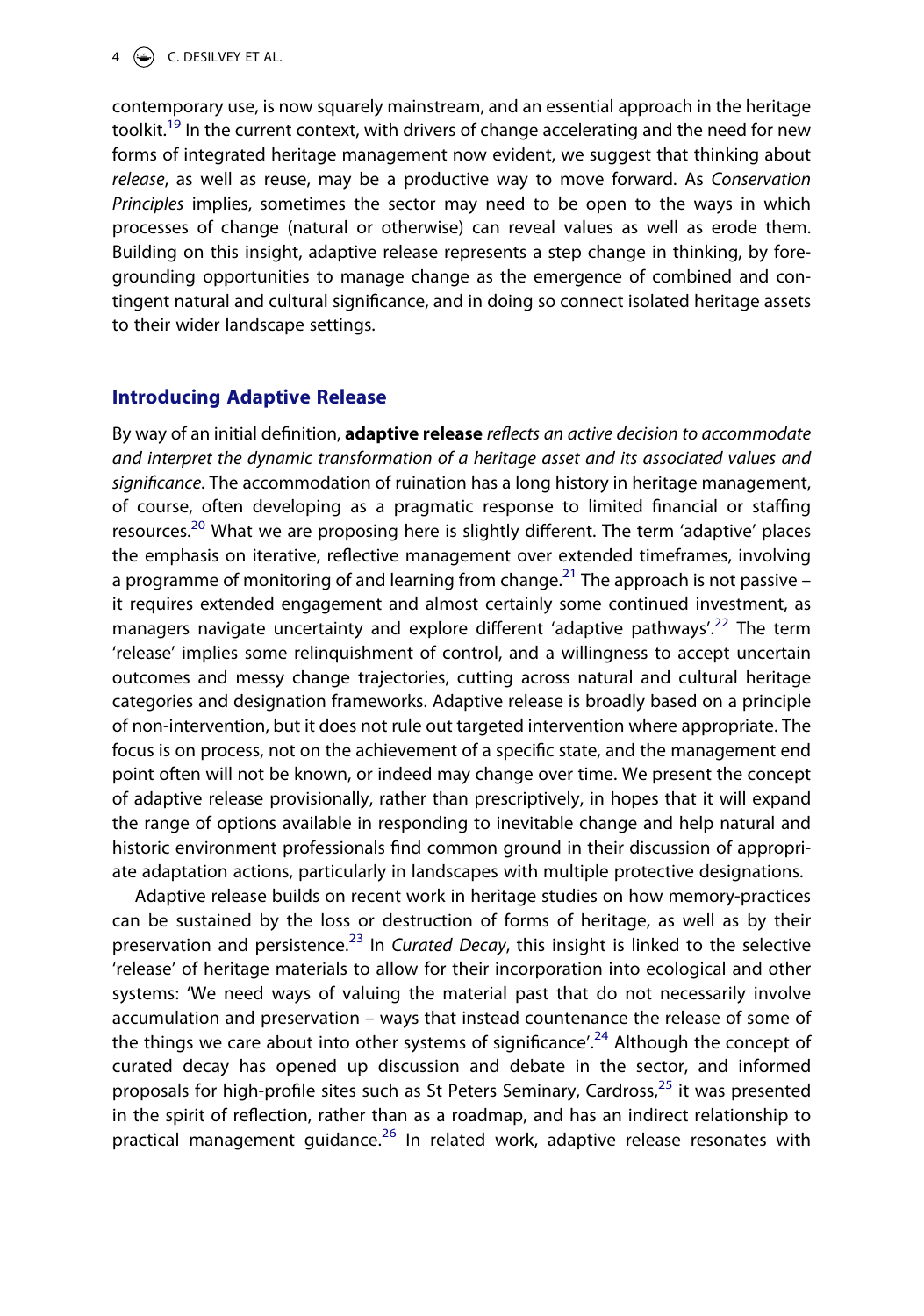contemporary use, is now squarely mainstream, and an essential approach in the heritage toolkit.[19] In the current context, with drivers of change accelerating and the need for new forms of integrated heritage management now evident, we suggest that thinking about *release*, as well as reuse, may be a productive way to move forward. As *Conservation Principles* implies, sometimes the sector may need to be open to the ways in which processes of change (natural or otherwise) can reveal values as well as erode them. Building on this insight, adaptive release represents a step change in thinking, by foregrounding opportunities to manage change as the emergence of combined and contingent natural and cultural significance, and in doing so connect isolated heritage assets to their wider landscape settings.

## Introducing Adaptive Release

By way of an initial definition, **adaptive release** *reflects an active decision to accommodate and interpret the dynamic transformation of a heritage asset and its associated values and significance*. The accommodation of ruination has a long history in heritage management, of course, often developing as a pragmatic response to limited financial or staffing resources.[20] What we are proposing here is slightly different. The term 'adaptive' places the emphasis on iterative, reflective management over extended timeframes, involving a programme of monitoring of and learning from change.[21] The approach is not passive – it requires extended engagement and almost certainly some continued investment, as managers navigate uncertainty and explore different 'adaptive pathways'.[22] The term 'release' implies some relinquishment of control, and a willingness to accept uncertain outcomes and messy change trajectories, cutting across natural and cultural heritage categories and designation frameworks. Adaptive release is broadly based on a principle of non-intervention, but it does not rule out targeted intervention where appropriate. The focus is on process, not on the achievement of a specific state, and the management end point often will not be known, or indeed may change over time. We present the concept of adaptive release provisionally, rather than prescriptively, in hopes that it will expand the range of options available in responding to inevitable change and help natural and historic environment professionals find common ground in their discussion of appropriate adaptation actions, particularly in landscapes with multiple protective designations.

Adaptive release builds on recent work in heritage studies on how memory-practices can be sustained by the loss or destruction of forms of heritage, as well as by their preservation and persistence.[23] In *Curated Decay*, this insight is linked to the selective 'release' of heritage materials to allow for their incorporation into ecological and other systems: 'We need ways of valuing the material past that do not necessarily involve accumulation and preservation – ways that instead countenance the release of some of the things we care about into other systems of significance'.[24] Although the concept of curated decay has opened up discussion and debate in the sector, and informed proposals for high-profile sites such as St Peters Seminary, Cardross,[25] it was presented in the spirit of reflection, rather than as a roadmap, and has an indirect relationship to practical management guidance.[26] In related work, adaptive release resonates with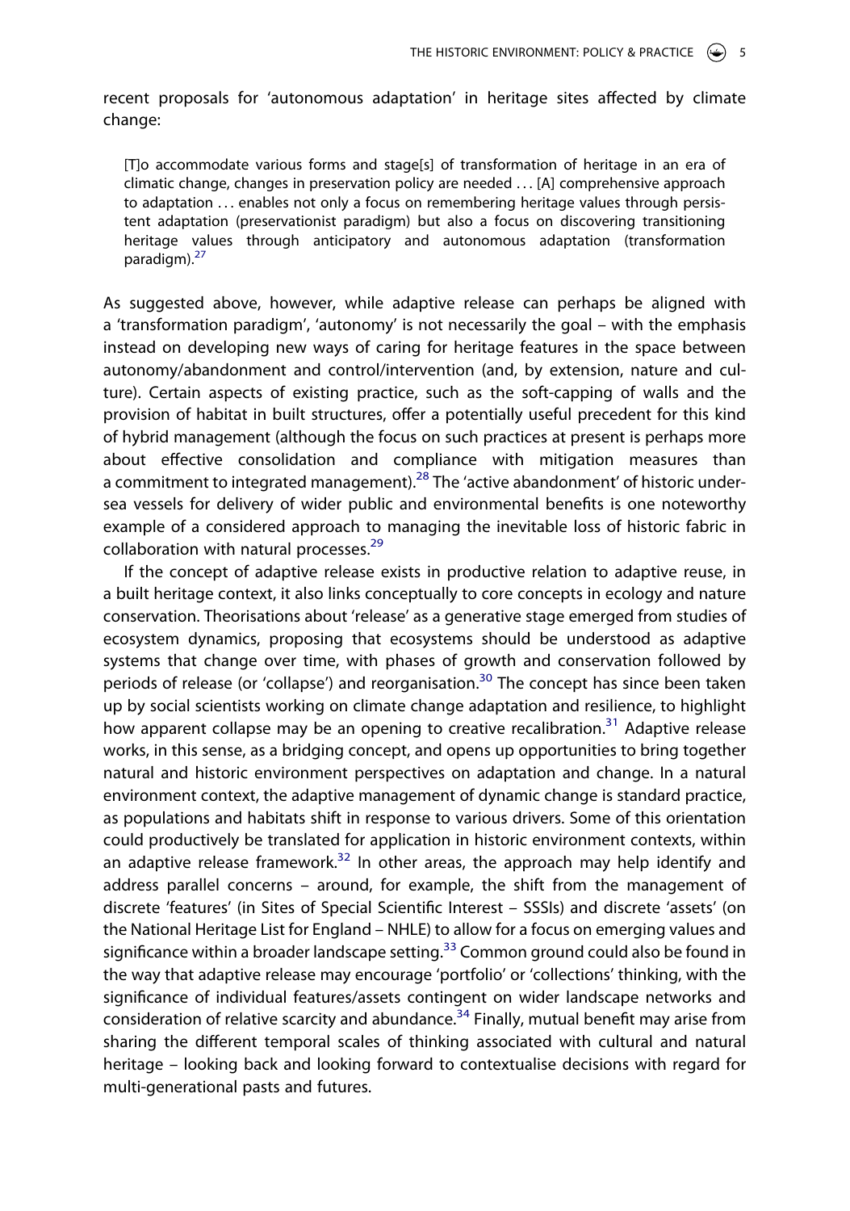recent proposals for 'autonomous adaptation' in heritage sites affected by climate change:

> [T]o accommodate various forms and stage[s] of transformation of heritage in an era of climatic change, changes in preservation policy are needed . . . [A] comprehensive approach to adaptation . . . enables not only a focus on remembering heritage values through persistent adaptation (preservationist paradigm) but also a focus on discovering transitioning heritage values through anticipatory and autonomous adaptation (transformation paradigm).[27]

As suggested above, however, while adaptive release can perhaps be aligned with a 'transformation paradigm', 'autonomy' is not necessarily the goal – with the emphasis instead on developing new ways of caring for heritage features in the space between autonomy/abandonment and control/intervention (and, by extension, nature and culture). Certain aspects of existing practice, such as the soft-capping of walls and the provision of habitat in built structures, offer a potentially useful precedent for this kind of hybrid management (although the focus on such practices at present is perhaps more about effective consolidation and compliance with mitigation measures than a commitment to integrated management).[28] The 'active abandonment' of historic undersea vessels for delivery of wider public and environmental benefits is one noteworthy example of a considered approach to managing the inevitable loss of historic fabric in collaboration with natural processes.[29]

If the concept of adaptive release exists in productive relation to adaptive reuse, in a built heritage context, it also links conceptually to core concepts in ecology and nature conservation. Theorisations about 'release' as a generative stage emerged from studies of ecosystem dynamics, proposing that ecosystems should be understood as adaptive systems that change over time, with phases of growth and conservation followed by periods of release (or 'collapse') and reorganisation.[30] The concept has since been taken up by social scientists working on climate change adaptation and resilience, to highlight how apparent collapse may be an opening to creative recalibration.[31] Adaptive release works, in this sense, as a bridging concept, and opens up opportunities to bring together natural and historic environment perspectives on adaptation and change. In a natural environment context, the adaptive management of dynamic change is standard practice, as populations and habitats shift in response to various drivers. Some of this orientation could productively be translated for application in historic environment contexts, within an adaptive release framework.[32] In other areas, the approach may help identify and address parallel concerns – around, for example, the shift from the management of discrete 'features' (in Sites of Special Scientific Interest – SSSIs) and discrete 'assets' (on the National Heritage List for England – NHLE) to allow for a focus on emerging values and significance within a broader landscape setting.[33] Common ground could also be found in the way that adaptive release may encourage 'portfolio' or 'collections' thinking, with the significance of individual features/assets contingent on wider landscape networks and consideration of relative scarcity and abundance.[34] Finally, mutual benefit may arise from sharing the different temporal scales of thinking associated with cultural and natural heritage – looking back and looking forward to contextualise decisions with regard for multi-generational pasts and futures.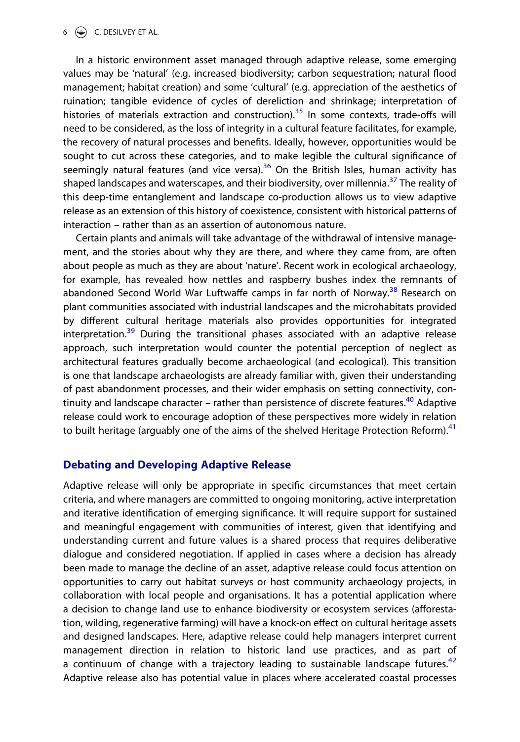In a historic environment asset managed through adaptive release, some emerging values may be 'natural' (e.g. increased biodiversity; carbon sequestration; natural flood management; habitat creation) and some 'cultural' (e.g. appreciation of the aesthetics of ruination; tangible evidence of cycles of dereliction and shrinkage; interpretation of histories of materials extraction and construction).[35] In some contexts, trade-offs will need to be considered, as the loss of integrity in a cultural feature facilitates, for example, the recovery of natural processes and benefits. Ideally, however, opportunities would be sought to cut across these categories, and to make legible the cultural significance of seemingly natural features (and vice versa).[36] On the British Isles, human activity has shaped landscapes and waterscapes, and their biodiversity, over millennia.[37] The reality of this deep-time entanglement and landscape co-production allows us to view adaptive release as an extension of this history of coexistence, consistent with historical patterns of interaction – rather than as an assertion of autonomous nature.

Certain plants and animals will take advantage of the withdrawal of intensive management, and the stories about why they are there, and where they came from, are often about people as much as they are about 'nature'. Recent work in ecological archaeology, for example, has revealed how nettles and raspberry bushes index the remnants of abandoned Second World War Luftwaffe camps in far north of Norway.[38] Research on plant communities associated with industrial landscapes and the microhabitats provided by different cultural heritage materials also provides opportunities for integrated interpretation.[39] During the transitional phases associated with an adaptive release approach, such interpretation would counter the potential perception of neglect as architectural features gradually become archaeological (and ecological). This transition is one that landscape archaeologists are already familiar with, given their understanding of past abandonment processes, and their wider emphasis on setting connectivity, continuity and landscape character – rather than persistence of discrete features.[40] Adaptive release could work to encourage adoption of these perspectives more widely in relation to built heritage (arguably one of the aims of the shelved Heritage Protection Reform).[41]

## Debating and Developing Adaptive Release

Adaptive release will only be appropriate in specific circumstances that meet certain criteria, and where managers are committed to ongoing monitoring, active interpretation and iterative identification of emerging significance. It will require support for sustained and meaningful engagement with communities of interest, given that identifying and understanding current and future values is a shared process that requires deliberative dialogue and considered negotiation. If applied in cases where a decision has already been made to manage the decline of an asset, adaptive release could focus attention on opportunities to carry out habitat surveys or host community archaeology projects, in collaboration with local people and organisations. It has a potential application where a decision to change land use to enhance biodiversity or ecosystem services (afforestation, wilding, regenerative farming) will have a knock-on effect on cultural heritage assets and designed landscapes. Here, adaptive release could help managers interpret current management direction in relation to historic land use practices, and as part of a continuum of change with a trajectory leading to sustainable landscape futures.[42] Adaptive release also has potential value in places where accelerated coastal processes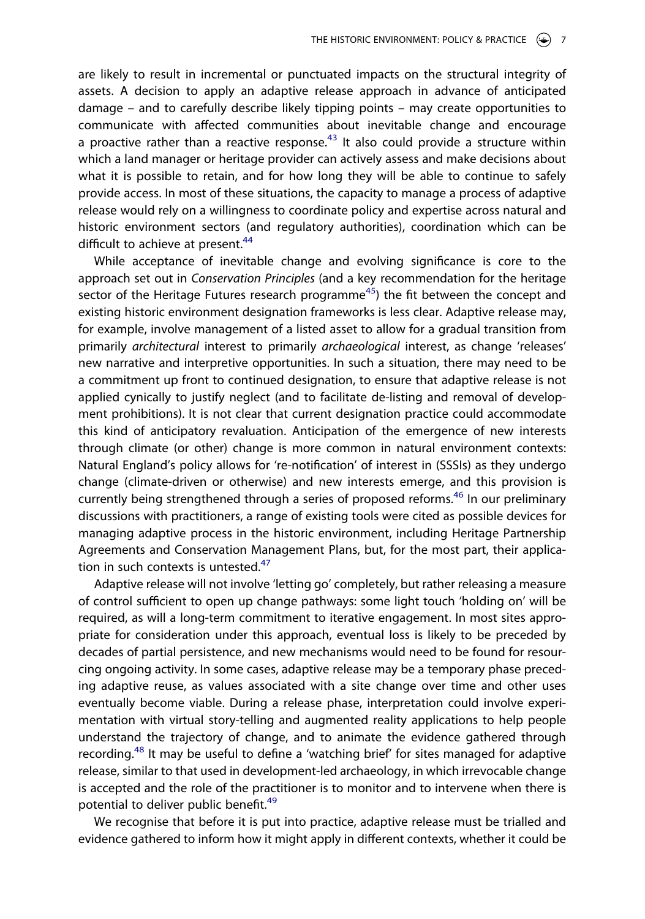are likely to result in incremental or punctuated impacts on the structural integrity of assets. A decision to apply an adaptive release approach in advance of anticipated damage – and to carefully describe likely tipping points – may create opportunities to communicate with affected communities about inevitable change and encourage a proactive rather than a reactive response.[43] It also could provide a structure within which a land manager or heritage provider can actively assess and make decisions about what it is possible to retain, and for how long they will be able to continue to safely provide access. In most of these situations, the capacity to manage a process of adaptive release would rely on a willingness to coordinate policy and expertise across natural and historic environment sectors (and regulatory authorities), coordination which can be difficult to achieve at present.[44]

While acceptance of inevitable change and evolving significance is core to the approach set out in *Conservation Principles* (and a key recommendation for the heritage sector of the Heritage Futures research programme[45]) the fit between the concept and existing historic environment designation frameworks is less clear. Adaptive release may, for example, involve management of a listed asset to allow for a gradual transition from primarily *architectural* interest to primarily *archaeological* interest, as change 'releases' new narrative and interpretive opportunities. In such a situation, there may need to be a commitment up front to continued designation, to ensure that adaptive release is not applied cynically to justify neglect (and to facilitate de-listing and removal of development prohibitions). It is not clear that current designation practice could accommodate this kind of anticipatory revaluation. Anticipation of the emergence of new interests through climate (or other) change is more common in natural environment contexts: Natural England's policy allows for 're-notification' of interest in (SSSIs) as they undergo change (climate-driven or otherwise) and new interests emerge, and this provision is currently being strengthened through a series of proposed reforms.[46] In our preliminary discussions with practitioners, a range of existing tools were cited as possible devices for managing adaptive process in the historic environment, including Heritage Partnership Agreements and Conservation Management Plans, but, for the most part, their application in such contexts is untested.[47]

Adaptive release will not involve 'letting go' completely, but rather releasing a measure of control sufficient to open up change pathways: some light touch 'holding on' will be required, as will a long-term commitment to iterative engagement. In most sites appropriate for consideration under this approach, eventual loss is likely to be preceded by decades of partial persistence, and new mechanisms would need to be found for resourcing ongoing activity. In some cases, adaptive release may be a temporary phase preceding adaptive reuse, as values associated with a site change over time and other uses eventually become viable. During a release phase, interpretation could involve experimentation with virtual story-telling and augmented reality applications to help people understand the trajectory of change, and to animate the evidence gathered through recording.[48] It may be useful to define a 'watching brief' for sites managed for adaptive release, similar to that used in development-led archaeology, in which irrevocable change is accepted and the role of the practitioner is to monitor and to intervene when there is potential to deliver public benefit.[49]

We recognise that before it is put into practice, adaptive release must be trialled and evidence gathered to inform how it might apply in different contexts, whether it could be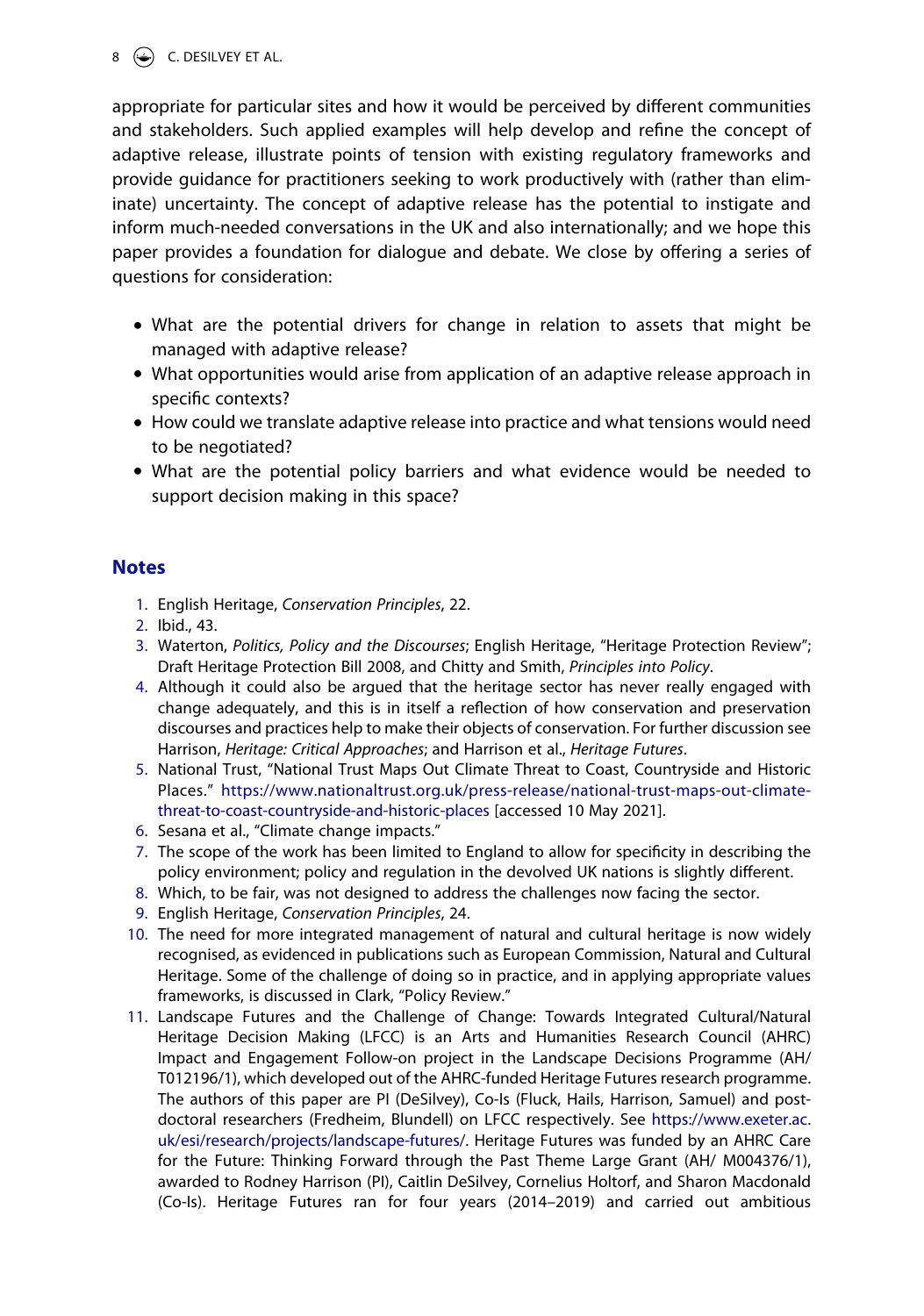appropriate for particular sites and how it would be perceived by different communities and stakeholders. Such applied examples will help develop and refine the concept of adaptive release, illustrate points of tension with existing regulatory frameworks and provide guidance for practitioners seeking to work productively with (rather than eliminate) uncertainty. The concept of adaptive release has the potential to instigate and inform much-needed conversations in the UK and also internationally; and we hope this paper provides a foundation for dialogue and debate. We close by offering a series of questions for consideration:

- What are the potential drivers for change in relation to assets that might be managed with adaptive release?
- What opportunities would arise from application of an adaptive release approach in specific contexts?
- How could we translate adaptive release into practice and what tensions would need to be negotiated?
- What are the potential policy barriers and what evidence would be needed to support decision making in this space?

## Notes

1. English Heritage, *Conservation Principles*, 22.
2. Ibid., 43.
3. Waterton, *Politics, Policy and the Discourses*; English Heritage, "Heritage Protection Review"; Draft Heritage Protection Bill 2008, and Chitty and Smith, *Principles into Policy*.
4. Although it could also be argued that the heritage sector has never really engaged with change adequately, and this is in itself a reflection of how conservation and preservation discourses and practices help to make their objects of conservation. For further discussion see Harrison, *Heritage: Critical Approaches*; and Harrison et al., *Heritage Futures*.
5. National Trust, "National Trust Maps Out Climate Threat to Coast, Countryside and Historic Places." https://www.nationaltrust.org.uk/press-release/national-trust-maps-out-climate-threat-to-coast-countryside-and-historic-places [accessed 10 May 2021].
6. Sesana et al., "Climate change impacts."
7. The scope of the work has been limited to England to allow for specificity in describing the policy environment; policy and regulation in the devolved UK nations is slightly different.
8. Which, to be fair, was not designed to address the challenges now facing the sector.
9. English Heritage, *Conservation Principles*, 24.
10. The need for more integrated management of natural and cultural heritage is now widely recognised, as evidenced in publications such as European Commission, Natural and Cultural Heritage. Some of the challenge of doing so in practice, and in applying appropriate values frameworks, is discussed in Clark, "Policy Review."
11. Landscape Futures and the Challenge of Change: Towards Integrated Cultural/Natural Heritage Decision Making (LFCC) is an Arts and Humanities Research Council (AHRC) Impact and Engagement Follow-on project in the Landscape Decisions Programme (AH/T012196/1), which developed out of the AHRC-funded Heritage Futures research programme. The authors of this paper are PI (DeSilvey), Co-Is (Fluck, Hails, Harrison, Samuel) and post-doctoral researchers (Fredheim, Blundell) on LFCC respectively. See https://www.exeter.ac.uk/esi/research/projects/landscape-futures/. Heritage Futures was funded by an AHRC Care for the Future: Thinking Forward through the Past Theme Large Grant (AH/ M004376/1), awarded to Rodney Harrison (PI), Caitlin DeSilvey, Cornelius Holtorf, and Sharon Macdonald (Co-Is). Heritage Futures ran for four years (2014–2019) and carried out ambitious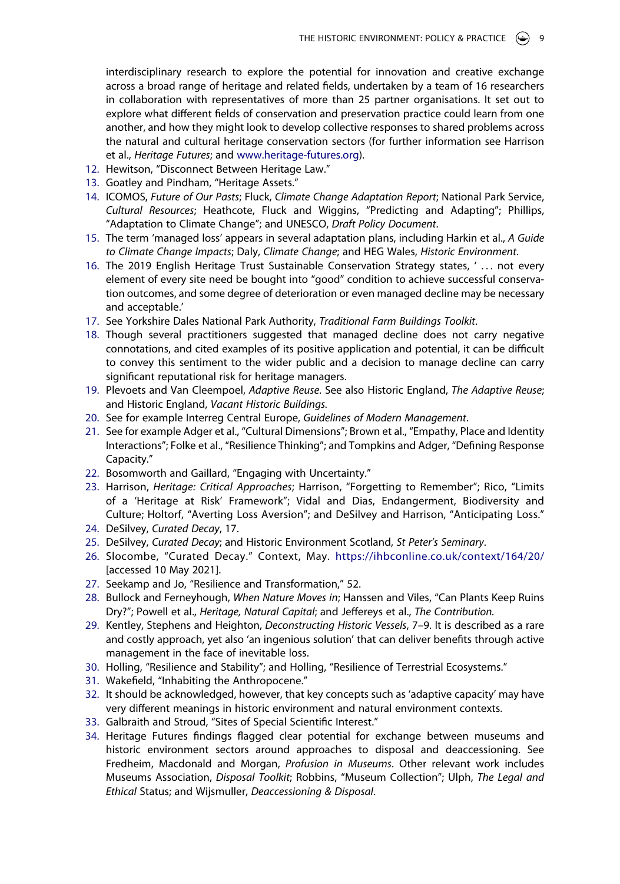interdisciplinary research to explore the potential for innovation and creative exchange across a broad range of heritage and related fields, undertaken by a team of 16 researchers in collaboration with representatives of more than 25 partner organisations. It set out to explore what different fields of conservation and preservation practice could learn from one another, and how they might look to develop collective responses to shared problems across the natural and cultural heritage conservation sectors (for further information see Harrison et al., *Heritage Futures*; and www.heritage-futures.org).

12. Hewitson, "Disconnect Between Heritage Law."
13. Goatley and Pindham, "Heritage Assets."
14. ICOMOS, *Future of Our Pasts*; Fluck, *Climate Change Adaptation Report*; National Park Service, *Cultural Resources*; Heathcote, Fluck and Wiggins, "Predicting and Adapting"; Phillips, "Adaptation to Climate Change"; and UNESCO, *Draft Policy Document*.
15. The term 'managed loss' appears in several adaptation plans, including Harkin et al., *A Guide to Climate Change Impacts*; Daly, *Climate Change*; and HEG Wales, *Historic Environment*.
16. The 2019 English Heritage Trust Sustainable Conservation Strategy states, ' ... not every element of every site need be bought into "good" condition to achieve successful conservation outcomes, and some degree of deterioration or even managed decline may be necessary and acceptable.'
17. See Yorkshire Dales National Park Authority, *Traditional Farm Buildings Toolkit*.
18. Though several practitioners suggested that managed decline does not carry negative connotations, and cited examples of its positive application and potential, it can be difficult to convey this sentiment to the wider public and a decision to manage decline can carry significant reputational risk for heritage managers.
19. Plevoets and Van Cleempoel, *Adaptive Reuse*. See also Historic England, *The Adaptive Reuse*; and Historic England, *Vacant Historic Buildings.*
20. See for example Interreg Central Europe, *Guidelines of Modern Management*.
21. See for example Adger et al., "Cultural Dimensions"; Brown et al., "Empathy, Place and Identity Interactions"; Folke et al., "Resilience Thinking"; and Tompkins and Adger, "Defining Response Capacity."
22. Bosomworth and Gaillard, "Engaging with Uncertainty."
23. Harrison, *Heritage: Critical Approaches*; Harrison, "Forgetting to Remember"; Rico, "Limits of a 'Heritage at Risk' Framework"; Vidal and Dias, Endangerment, Biodiversity and Culture; Holtorf, "Averting Loss Aversion"; and DeSilvey and Harrison, "Anticipating Loss."
24. DeSilvey, *Curated Decay*, 17.
25. DeSilvey, *Curated Decay*; and Historic Environment Scotland, *St Peter's Seminary*.
26. Slocombe, "Curated Decay." Context, May. https://ihbconline.co.uk/context/164/20/ [accessed 10 May 2021].
27. Seekamp and Jo, "Resilience and Transformation," 52.
28. Bullock and Ferneyhough, *When Nature Moves in*; Hanssen and Viles, "Can Plants Keep Ruins Dry?"; Powell et al., *Heritage, Natural Capital*; and Jeffereys et al., *The Contribution.*
29. Kentley, Stephens and Heighton, *Deconstructing Historic Vessels*, 7–9. It is described as a rare and costly approach, yet also 'an ingenious solution' that can deliver benefits through active management in the face of inevitable loss.
30. Holling, "Resilience and Stability"; and Holling, "Resilience of Terrestrial Ecosystems."
31. Wakefield, "Inhabiting the Anthropocene."
32. It should be acknowledged, however, that key concepts such as 'adaptive capacity' may have very different meanings in historic environment and natural environment contexts.
33. Galbraith and Stroud, "Sites of Special Scientific Interest."
34. Heritage Futures findings flagged clear potential for exchange between museums and historic environment sectors around approaches to disposal and deaccessioning. See Fredheim, Macdonald and Morgan, *Profusion in Museums*. Other relevant work includes Museums Association, *Disposal Toolkit*; Robbins, "Museum Collection"; Ulph, *The Legal and Ethical* Status; and Wijsmuller, *Deaccessioning & Disposal*.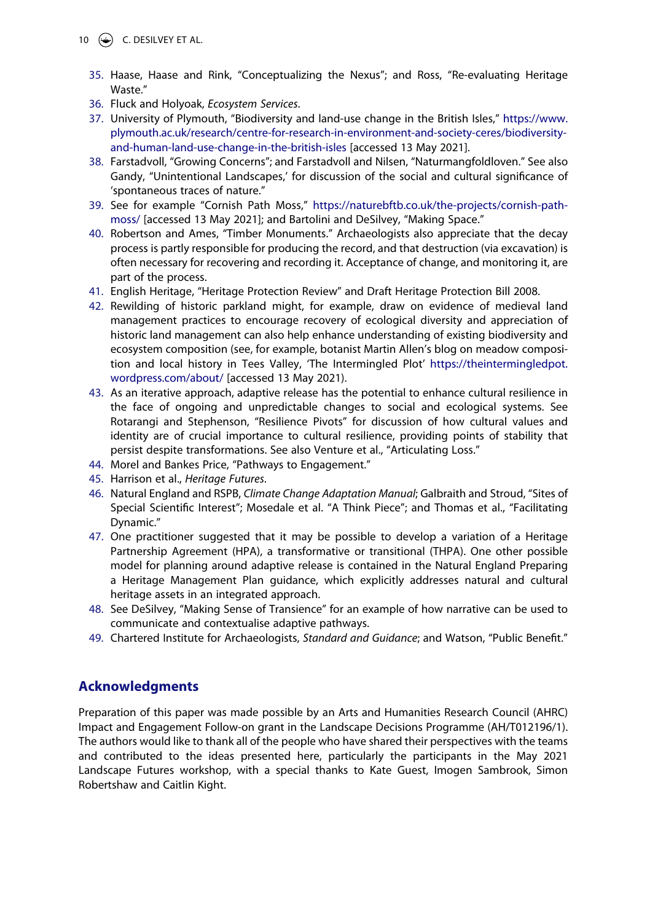35. Haase, Haase and Rink, “Conceptualizing the Nexus”; and Ross, “Re-evaluating Heritage Waste.”
36. Fluck and Holyoak, *Ecosystem Services*.
37. University of Plymouth, “Biodiversity and land-use change in the British Isles,” https://www.plymouth.ac.uk/research/centre-for-research-in-environment-and-society-ceres/biodiversity-and-human-land-use-change-in-the-british-isles [accessed 13 May 2021].
38. Farstadvoll, “Growing Concerns”; and Farstadvoll and Nilsen, “Naturmangfoldloven.” See also Gandy, “Unintentional Landscapes,’ for discussion of the social and cultural significance of ‘spontaneous traces of nature.”
39. See for example “Cornish Path Moss,” https://naturebftb.co.uk/the-projects/cornish-path-moss/ [accessed 13 May 2021]; and Bartolini and DeSilvey, “Making Space.”
40. Robertson and Ames, “Timber Monuments.” Archaeologists also appreciate that the decay process is partly responsible for producing the record, and that destruction (via excavation) is often necessary for recovering and recording it. Acceptance of change, and monitoring it, are part of the process.
41. English Heritage, “Heritage Protection Review” and Draft Heritage Protection Bill 2008.
42. Rewilding of historic parkland might, for example, draw on evidence of medieval land management practices to encourage recovery of ecological diversity and appreciation of historic land management can also help enhance understanding of existing biodiversity and ecosystem composition (see, for example, botanist Martin Allen’s blog on meadow composition and local history in Tees Valley, ‘The Intermingled Plot’ https://theintermingledpot.wordpress.com/about/ [accessed 13 May 2021).
43. As an iterative approach, adaptive release has the potential to enhance cultural resilience in the face of ongoing and unpredictable changes to social and ecological systems. See Rotarangi and Stephenson, “Resilience Pivots” for discussion of how cultural values and identity are of crucial importance to cultural resilience, providing points of stability that persist despite transformations. See also Venture et al., “Articulating Loss.”
44. Morel and Bankes Price, “Pathways to Engagement.”
45. Harrison et al., *Heritage Futures*.
46. Natural England and RSPB, *Climate Change Adaptation Manual*; Galbraith and Stroud, “Sites of Special Scientific Interest”; Mosedale et al. “A Think Piece”; and Thomas et al., “Facilitating Dynamic.”
47. One practitioner suggested that it may be possible to develop a variation of a Heritage Partnership Agreement (HPA), a transformative or transitional (THPA). One other possible model for planning around adaptive release is contained in the Natural England Preparing a Heritage Management Plan guidance, which explicitly addresses natural and cultural heritage assets in an integrated approach.
48. See DeSilvey, “Making Sense of Transience” for an example of how narrative can be used to communicate and contextualise adaptive pathways.
49. Chartered Institute for Archaeologists, *Standard and Guidance*; and Watson, “Public Benefit.”

## Acknowledgments

Preparation of this paper was made possible by an Arts and Humanities Research Council (AHRC) Impact and Engagement Follow-on grant in the Landscape Decisions Programme (AH/T012196/1). The authors would like to thank all of the people who have shared their perspectives with the teams and contributed to the ideas presented here, particularly the participants in the May 2021 Landscape Futures workshop, with a special thanks to Kate Guest, Imogen Sambrook, Simon Robertshaw and Caitlin Kight.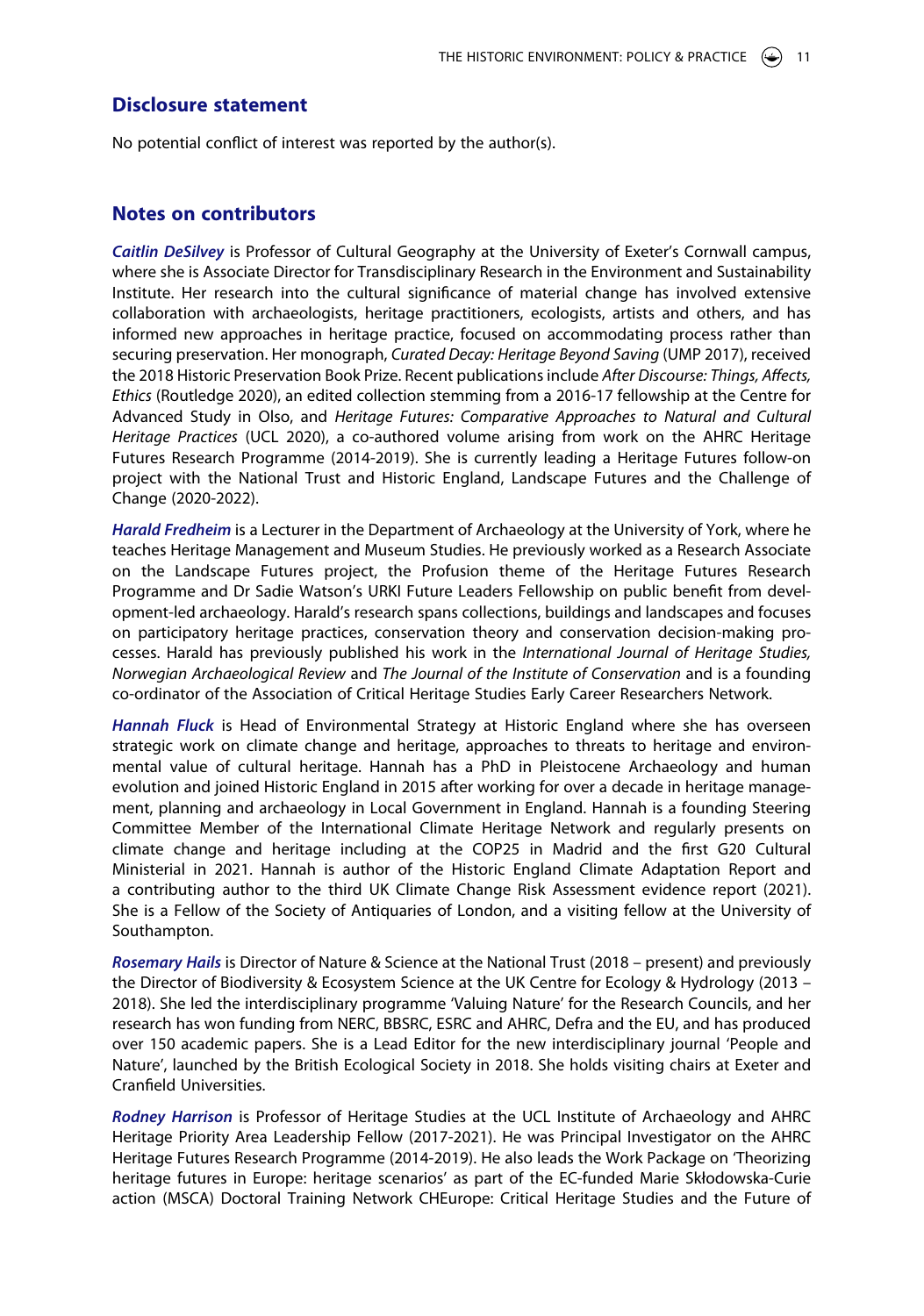## Disclosure statement

No potential conflict of interest was reported by the author(s).

## Notes on contributors

***Caitlin DeSilvey*** is Professor of Cultural Geography at the University of Exeter's Cornwall campus, where she is Associate Director for Transdisciplinary Research in the Environment and Sustainability Institute. Her research into the cultural significance of material change has involved extensive collaboration with archaeologists, heritage practitioners, ecologists, artists and others, and has informed new approaches in heritage practice, focused on accommodating process rather than securing preservation. Her monograph, *Curated Decay: Heritage Beyond Saving* (UMP 2017), received the 2018 Historic Preservation Book Prize. Recent publications include *After Discourse: Things, Affects, Ethics* (Routledge 2020), an edited collection stemming from a 2016-17 fellowship at the Centre for Advanced Study in Olso, and *Heritage Futures: Comparative Approaches to Natural and Cultural Heritage Practices* (UCL 2020), a co-authored volume arising from work on the AHRC Heritage Futures Research Programme (2014-2019). She is currently leading a Heritage Futures follow-on project with the National Trust and Historic England, Landscape Futures and the Challenge of Change (2020-2022).

***Harald Fredheim*** is a Lecturer in the Department of Archaeology at the University of York, where he teaches Heritage Management and Museum Studies. He previously worked as a Research Associate on the Landscape Futures project, the Profusion theme of the Heritage Futures Research Programme and Dr Sadie Watson's URKI Future Leaders Fellowship on public benefit from development-led archaeology. Harald's research spans collections, buildings and landscapes and focuses on participatory heritage practices, conservation theory and conservation decision-making processes. Harald has previously published his work in the *International Journal of Heritage Studies, Norwegian Archaeological Review* and *The Journal of the Institute of Conservation* and is a founding co-ordinator of the Association of Critical Heritage Studies Early Career Researchers Network.

***Hannah Fluck*** is Head of Environmental Strategy at Historic England where she has overseen strategic work on climate change and heritage, approaches to threats to heritage and environmental value of cultural heritage. Hannah has a PhD in Pleistocene Archaeology and human evolution and joined Historic England in 2015 after working for over a decade in heritage management, planning and archaeology in Local Government in England. Hannah is a founding Steering Committee Member of the International Climate Heritage Network and regularly presents on climate change and heritage including at the COP25 in Madrid and the first G20 Cultural Ministerial in 2021. Hannah is author of the Historic England Climate Adaptation Report and a contributing author to the third UK Climate Change Risk Assessment evidence report (2021). She is a Fellow of the Society of Antiquaries of London, and a visiting fellow at the University of Southampton.

***Rosemary Hails*** is Director of Nature & Science at the National Trust (2018 – present) and previously the Director of Biodiversity & Ecosystem Science at the UK Centre for Ecology & Hydrology (2013 – 2018). She led the interdisciplinary programme 'Valuing Nature' for the Research Councils, and her research has won funding from NERC, BBSRC, ESRC and AHRC, Defra and the EU, and has produced over 150 academic papers. She is a Lead Editor for the new interdisciplinary journal 'People and Nature', launched by the British Ecological Society in 2018. She holds visiting chairs at Exeter and Cranfield Universities.

***Rodney Harrison*** is Professor of Heritage Studies at the UCL Institute of Archaeology and AHRC Heritage Priority Area Leadership Fellow (2017-2021). He was Principal Investigator on the AHRC Heritage Futures Research Programme (2014-2019). He also leads the Work Package on 'Theorizing heritage futures in Europe: heritage scenarios' as part of the EC-funded Marie Skłodowska-Curie action (MSCA) Doctoral Training Network CHEurope: Critical Heritage Studies and the Future of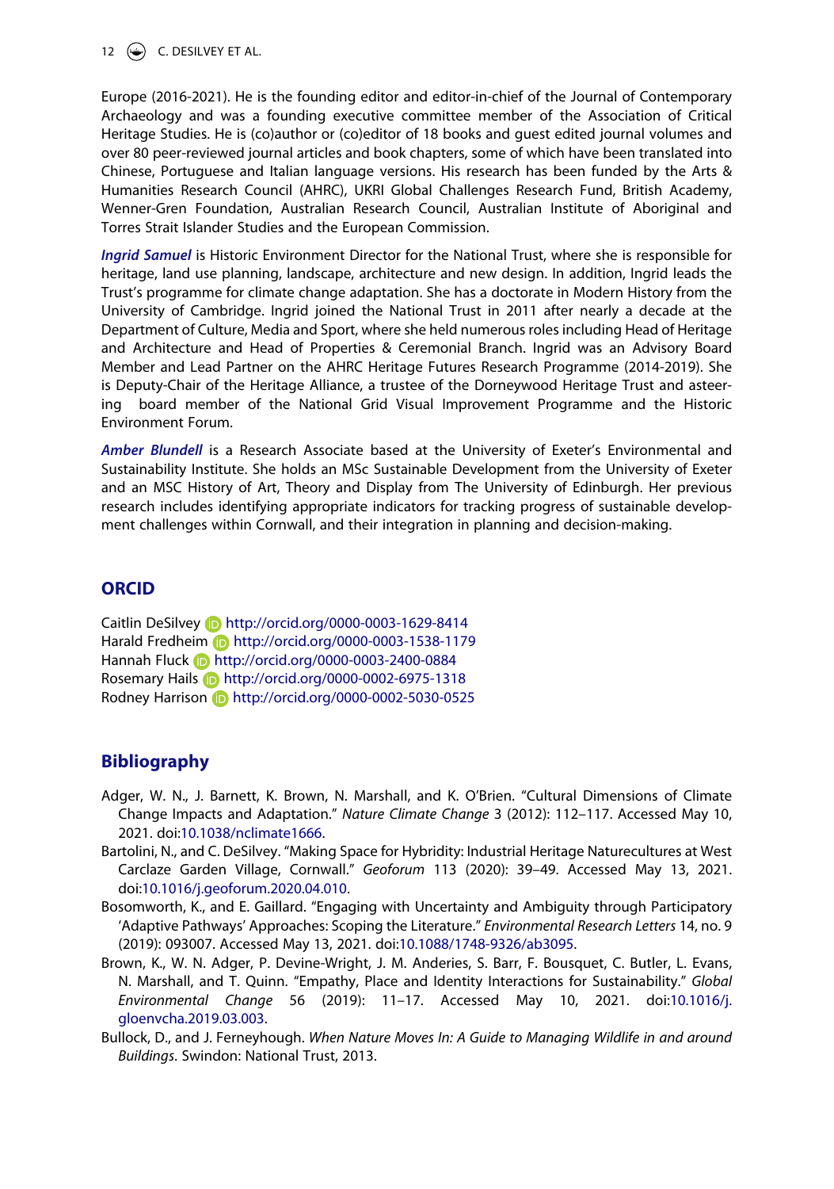Europe (2016-2021). He is the founding editor and editor-in-chief of the Journal of Contemporary Archaeology and was a founding executive committee member of the Association of Critical Heritage Studies. He is (co)author or (co)editor of 18 books and guest edited journal volumes and over 80 peer-reviewed journal articles and book chapters, some of which have been translated into Chinese, Portuguese and Italian language versions. His research has been funded by the Arts & Humanities Research Council (AHRC), UKRI Global Challenges Research Fund, British Academy, Wenner-Gren Foundation, Australian Research Council, Australian Institute of Aboriginal and Torres Strait Islander Studies and the European Commission.

***Ingrid Samuel*** is Historic Environment Director for the National Trust, where she is responsible for heritage, land use planning, landscape, architecture and new design. In addition, Ingrid leads the Trust's programme for climate change adaptation. She has a doctorate in Modern History from the University of Cambridge. Ingrid joined the National Trust in 2011 after nearly a decade at the Department of Culture, Media and Sport, where she held numerous roles including Head of Heritage and Architecture and Head of Properties & Ceremonial Branch. Ingrid was an Advisory Board Member and Lead Partner on the AHRC Heritage Futures Research Programme (2014-2019). She is Deputy-Chair of the Heritage Alliance, a trustee of the Dorneywood Heritage Trust and asteering board member of the National Grid Visual Improvement Programme and the Historic Environment Forum.

***Amber Blundell*** is a Research Associate based at the University of Exeter's Environmental and Sustainability Institute. She holds an MSc Sustainable Development from the University of Exeter and an MSC History of Art, Theory and Display from The University of Edinburgh. Her previous research includes identifying appropriate indicators for tracking progress of sustainable development challenges within Cornwall, and their integration in planning and decision-making.

## ORCID

Caitlin DeSilvey http://orcid.org/0000-0003-1629-8414
Harald Fredheim http://orcid.org/0000-0003-1538-1179
Hannah Fluck http://orcid.org/0000-0003-2400-0884
Rosemary Hails http://orcid.org/0000-0002-6975-1318
Rodney Harrison http://orcid.org/0000-0002-5030-0525

## Bibliography

Adger, W. N., J. Barnett, K. Brown, N. Marshall, and K. O'Brien. "Cultural Dimensions of Climate Change Impacts and Adaptation." *Nature Climate Change* 3 (2012): 112–117. Accessed May 10, 2021. doi:10.1038/nclimate1666.

Bartolini, N., and C. DeSilvey. "Making Space for Hybridity: Industrial Heritage Naturecultures at West Carclaze Garden Village, Cornwall." *Geoforum* 113 (2020): 39–49. Accessed May 13, 2021. doi:10.1016/j.geoforum.2020.04.010.

Bosomworth, K., and E. Gaillard. "Engaging with Uncertainty and Ambiguity through Participatory 'Adaptive Pathways' Approaches: Scoping the Literature." *Environmental Research Letters* 14, no. 9 (2019): 093007. Accessed May 13, 2021. doi:10.1088/1748-9326/ab3095.

Brown, K., W. N. Adger, P. Devine-Wright, J. M. Anderies, S. Barr, F. Bousquet, C. Butler, L. Evans, N. Marshall, and T. Quinn. "Empathy, Place and Identity Interactions for Sustainability." *Global Environmental Change* 56 (2019): 11–17. Accessed May 10, 2021. doi:10.1016/j.gloenvcha.2019.03.003.

Bullock, D., and J. Ferneyhough. *When Nature Moves In: A Guide to Managing Wildlife in and around Buildings*. Swindon: National Trust, 2013.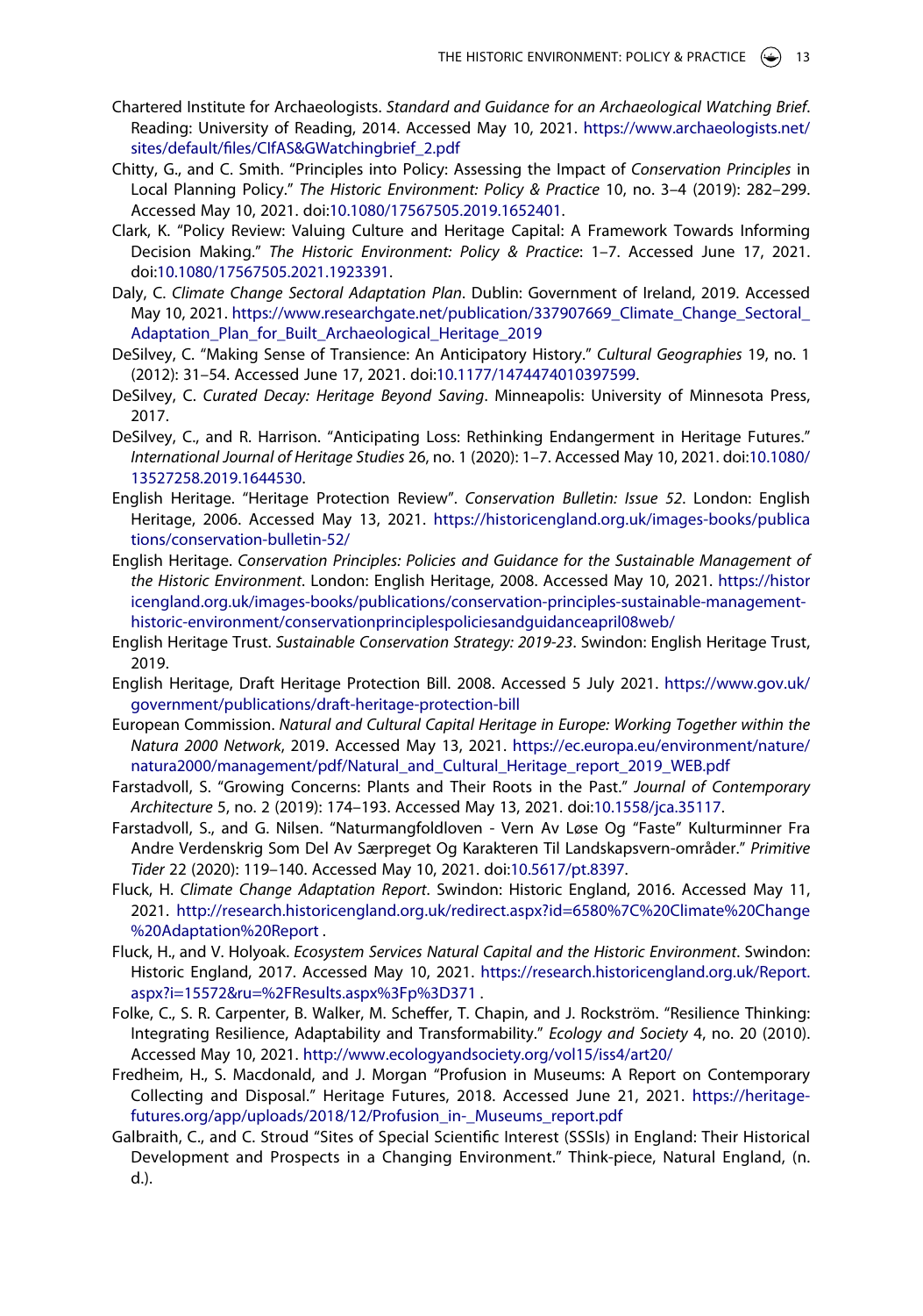Chartered Institute for Archaeologists. *Standard and Guidance for an Archaeological Watching Brief*. Reading: University of Reading, 2014. Accessed May 10, 2021. https://www.archaeologists.net/sites/default/files/CIfAS&GWatchingbrief_2.pdf

Chitty, G., and C. Smith. "Principles into Policy: Assessing the Impact of *Conservation Principles* in Local Planning Policy." *The Historic Environment: Policy & Practice* 10, no. 3–4 (2019): 282–299. Accessed May 10, 2021. doi:10.1080/17567505.2019.1652401.

Clark, K. "Policy Review: Valuing Culture and Heritage Capital: A Framework Towards Informing Decision Making." *The Historic Environment: Policy & Practice*: 1–7. Accessed June 17, 2021. doi:10.1080/17567505.2021.1923391.

Daly, C. *Climate Change Sectoral Adaptation Plan*. Dublin: Government of Ireland, 2019. Accessed May 10, 2021. https://www.researchgate.net/publication/337907669_Climate_Change_Sectoral_Adaptation_Plan_for_Built_Archaeological_Heritage_2019

DeSilvey, C. "Making Sense of Transience: An Anticipatory History." *Cultural Geographies* 19, no. 1 (2012): 31–54. Accessed June 17, 2021. doi:10.1177/1474474010397599.

DeSilvey, C. *Curated Decay: Heritage Beyond Saving*. Minneapolis: University of Minnesota Press, 2017.

DeSilvey, C., and R. Harrison. "Anticipating Loss: Rethinking Endangerment in Heritage Futures." *International Journal of Heritage Studies* 26, no. 1 (2020): 1–7. Accessed May 10, 2021. doi:10.1080/13527258.2019.1644530.

English Heritage. "Heritage Protection Review". *Conservation Bulletin: Issue 52*. London: English Heritage, 2006. Accessed May 13, 2021. https://historicengland.org.uk/images-books/publications/conservation-bulletin-52/

English Heritage. *Conservation Principles: Policies and Guidance for the Sustainable Management of the Historic Environment*. London: English Heritage, 2008. Accessed May 10, 2021. https://historicengland.org.uk/images-books/publications/conservation-principles-sustainable-management-historic-environment/conservationprinciplespoliciesandguidanceapril08web/

English Heritage Trust. *Sustainable Conservation Strategy: 2019-23*. Swindon: English Heritage Trust, 2019.

English Heritage, Draft Heritage Protection Bill. 2008. Accessed 5 July 2021. https://www.gov.uk/government/publications/draft-heritage-protection-bill

European Commission. *Natural and Cultural Capital Heritage in Europe: Working Together within the Natura 2000 Network*, 2019. Accessed May 13, 2021. https://ec.europa.eu/environment/nature/natura2000/management/pdf/Natural_and_Cultural_Heritage_report_2019_WEB.pdf

Farstadvoll, S. "Growing Concerns: Plants and Their Roots in the Past." *Journal of Contemporary Architecture* 5, no. 2 (2019): 174–193. Accessed May 13, 2021. doi:10.1558/jca.35117.

Farstadvoll, S., and G. Nilsen. "Naturmangfoldloven - Vern Av Løse Og "Faste" Kulturminner Fra Andre Verdenskrig Som Del Av Særpreget Og Karakteren Til Landskapsvern-områder." *Primitive Tider* 22 (2020): 119–140. Accessed May 10, 2021. doi:10.5617/pt.8397.

Fluck, H. *Climate Change Adaptation Report*. Swindon: Historic England, 2016. Accessed May 11, 2021. http://research.historicengland.org.uk/redirect.aspx?id=6580%7C%20Climate%20Change%20Adaptation%20Report .

Fluck, H., and V. Holyoak. *Ecosystem Services Natural Capital and the Historic Environment*. Swindon: Historic England, 2017. Accessed May 10, 2021. https://research.historicengland.org.uk/Report.aspx?i=15572&ru=%2FResults.aspx%3Fp%3D371 .

Folke, C., S. R. Carpenter, B. Walker, M. Scheffer, T. Chapin, and J. Rockström. "Resilience Thinking: Integrating Resilience, Adaptability and Transformability." *Ecology and Society* 4, no. 20 (2010). Accessed May 10, 2021. http://www.ecologyandsociety.org/vol15/iss4/art20/

Fredheim, H., S. Macdonald, and J. Morgan "Profusion in Museums: A Report on Contemporary Collecting and Disposal." Heritage Futures, 2018. Accessed June 21, 2021. https://heritage-futures.org/app/uploads/2018/12/Profusion_in-_Museums_report.pdf

Galbraith, C., and C. Stroud "Sites of Special Scientific Interest (SSSIs) in England: Their Historical Development and Prospects in a Changing Environment." Think-piece, Natural England, (n. d.).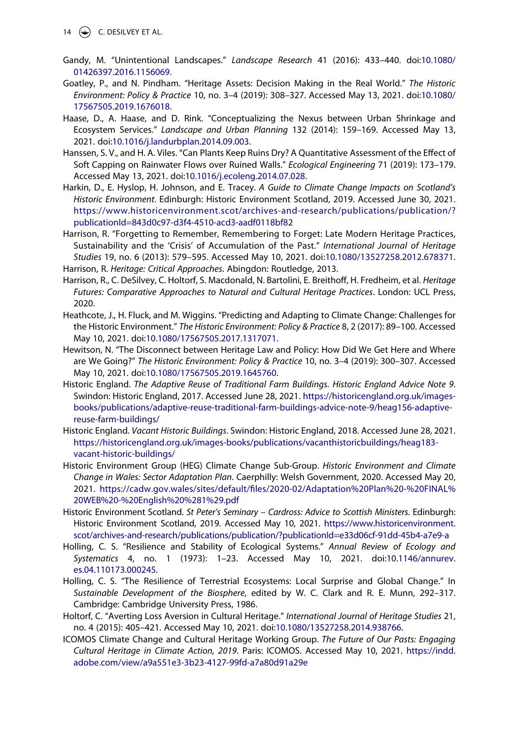Gandy, M. "Unintentional Landscapes." *Landscape Research* 41 (2016): 433–440. doi:10.1080/01426397.2016.1156069.

Goatley, P., and N. Pindham. "Heritage Assets: Decision Making in the Real World." *The Historic Environment: Policy & Practice* 10, no. 3–4 (2019): 308–327. Accessed May 13, 2021. doi:10.1080/17567505.2019.1676018.

Haase, D., A. Haase, and D. Rink. "Conceptualizing the Nexus between Urban Shrinkage and Ecosystem Services." *Landscape and Urban Planning* 132 (2014): 159–169. Accessed May 13, 2021. doi:10.1016/j.landurbplan.2014.09.003.

Hanssen, S. V., and H. A. Viles. "Can Plants Keep Ruins Dry? A Quantitative Assessment of the Effect of Soft Capping on Rainwater Flows over Ruined Walls." *Ecological Engineering* 71 (2019): 173–179. Accessed May 13, 2021. doi:10.1016/j.ecoleng.2014.07.028.

Harkin, D., E. Hyslop, H. Johnson, and E. Tracey. *A Guide to Climate Change Impacts on Scotland's Historic Environment*. Edinburgh: Historic Environment Scotland, 2019. Accessed June 30, 2021. https://www.historicenvironment.scot/archives-and-research/publications/publication/?publicationId=843d0c97-d3f4-4510-acd3-aadf0118bf82

Harrison, R. "Forgetting to Remember, Remembering to Forget: Late Modern Heritage Practices, Sustainability and the 'Crisis' of Accumulation of the Past." *International Journal of Heritage Studies* 19, no. 6 (2013): 579–595. Accessed May 10, 2021. doi:10.1080/13527258.2012.678371.

Harrison, R. *Heritage: Critical Approaches*. Abingdon: Routledge, 2013.

Harrison, R., C. DeSilvey, C. Holtorf, S. Macdonald, N. Bartolini, E. Breithoff, H. Fredheim, et al. *Heritage Futures: Comparative Approaches to Natural and Cultural Heritage Practices*. London: UCL Press, 2020.

Heathcote, J., H. Fluck, and M. Wiggins. "Predicting and Adapting to Climate Change: Challenges for the Historic Environment." *The Historic Environment: Policy & Practice* 8, 2 (2017): 89–100. Accessed May 10, 2021. doi:10.1080/17567505.2017.1317071.

Hewitson, N. "The Disconnect between Heritage Law and Policy: How Did We Get Here and Where are We Going?" *The Historic Environment: Policy & Practice* 10, no. 3–4 (2019): 300–307. Accessed May 10, 2021. doi:10.1080/17567505.2019.1645760.

Historic England. *The Adaptive Reuse of Traditional Farm Buildings. Historic England Advice Note 9*. Swindon: Historic England, 2017. Accessed June 28, 2021. https://historicengland.org.uk/images-books/publications/adaptive-reuse-traditional-farm-buildings-advice-note-9/heag156-adaptive-reuse-farm-buildings/

Historic England. *Vacant Historic Buildings*. Swindon: Historic England, 2018. Accessed June 28, 2021. https://historicengland.org.uk/images-books/publications/vacanthistoricbuildings/heag183-vacant-historic-buildings/

Historic Environment Group (HEG) Climate Change Sub-Group. *Historic Environment and Climate Change in Wales: Sector Adaptation Plan*. Caerphilly: Welsh Government, 2020. Accessed May 20, 2021. https://cadw.gov.wales/sites/default/files/2020-02/Adaptation%20Plan%20-%20FINAL%20WEB%20-%20English%20%281%29.pdf

Historic Environment Scotland. *St Peter's Seminary – Cardross: Advice to Scottish Ministers*. Edinburgh: Historic Environment Scotland, 2019. Accessed May 10, 2021. https://www.historicenvironment.scot/archives-and-research/publications/publication/?publicationId=e33d06cf-91dd-45b4-a7e9-a

Holling, C. S. "Resilience and Stability of Ecological Systems." *Annual Review of Ecology and Systematics* 4, no. 1 (1973): 1–23. Accessed May 10, 2021. doi:10.1146/annurev.es.04.110173.000245.

Holling, C. S. "The Resilience of Terrestrial Ecosystems: Local Surprise and Global Change." In *Sustainable Development of the Biosphere*, edited by W. C. Clark and R. E. Munn, 292–317. Cambridge: Cambridge University Press, 1986.

Holtorf, C. "Averting Loss Aversion in Cultural Heritage." *International Journal of Heritage Studies* 21, no. 4 (2015): 405–421. Accessed May 10, 2021. doi:10.1080/13527258.2014.938766.

ICOMOS Climate Change and Cultural Heritage Working Group. *The Future of Our Pasts: Engaging Cultural Heritage in Climate Action, 2019*. Paris: ICOMOS. Accessed May 10, 2021. https://indd.adobe.com/view/a9a551e3-3b23-4127-99fd-a7a80d91a29e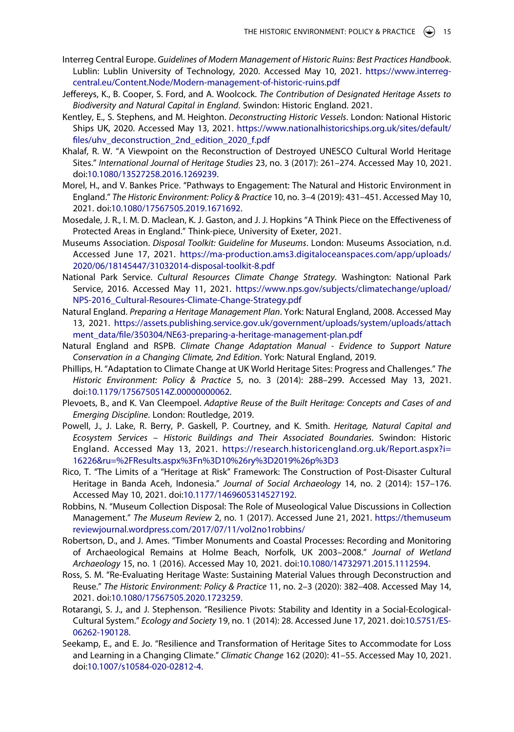Interreg Central Europe. *Guidelines of Modern Management of Historic Ruins: Best Practices Handbook*. Lublin: Lublin University of Technology, 2020. Accessed May 10, 2021. https://www.interreg-central.eu/Content.Node/Modern-management-of-historic-ruins.pdf

Jeffereys, K., B. Cooper, S. Ford, and A. Woolcock. *The Contribution of Designated Heritage Assets to Biodiversity and Natural Capital in England*. Swindon: Historic England. 2021.

Kentley, E., S. Stephens, and M. Heighton. *Deconstructing Historic Vessels*. London: National Historic Ships UK, 2020. Accessed May 13, 2021. https://www.nationalhistoricships.org.uk/sites/default/files/uhv_deconstruction_2nd_edition_2020_f.pdf

Khalaf, R. W. "A Viewpoint on the Reconstruction of Destroyed UNESCO Cultural World Heritage Sites." *International Journal of Heritage Studies* 23, no. 3 (2017): 261–274. Accessed May 10, 2021. doi:10.1080/13527258.2016.1269239.

Morel, H., and V. Bankes Price. "Pathways to Engagement: The Natural and Historic Environment in England." *The Historic Environment: Policy & Practice* 10, no. 3–4 (2019): 431–451. Accessed May 10, 2021. doi:10.1080/17567505.2019.1671692.

Mosedale, J. R., I. M. D. Maclean, K. J. Gaston, and J. J. Hopkins "A Think Piece on the Effectiveness of Protected Areas in England." Think-piece, University of Exeter, 2021.

Museums Association. *Disposal Toolkit: Guideline for Museums*. London: Museums Association, n.d. Accessed June 17, 2021. https://ma-production.ams3.digitaloceanspaces.com/app/uploads/2020/06/18145447/31032014-disposal-toolkit-8.pdf

National Park Service. *Cultural Resources Climate Change Strategy*. Washington: National Park Service, 2016. Accessed May 11, 2021. https://www.nps.gov/subjects/climatechange/upload/NPS-2016_Cultural-Resoures-Climate-Change-Strategy.pdf

Natural England. *Preparing a Heritage Management Plan*. York: Natural England, 2008. Accessed May 13, 2021. https://assets.publishing.service.gov.uk/government/uploads/system/uploads/attachment_data/file/350304/NE63-preparing-a-heritage-management-plan.pdf

Natural England and RSPB. *Climate Change Adaptation Manual - Evidence to Support Nature Conservation in a Changing Climate, 2nd Edition*. York: Natural England, 2019.

Phillips, H. "Adaptation to Climate Change at UK World Heritage Sites: Progress and Challenges." *The Historic Environment: Policy & Practice* 5, no. 3 (2014): 288–299. Accessed May 13, 2021. doi:10.1179/1756750514Z.00000000062.

Plevoets, B., and K. Van Cleempoel. *Adaptive Reuse of the Built Heritage: Concepts and Cases of and Emerging Discipline*. London: Routledge, 2019.

Powell, J., J. Lake, R. Berry, P. Gaskell, P. Courtney, and K. Smith. *Heritage, Natural Capital and Ecosystem Services – Historic Buildings and Their Associated Boundaries*. Swindon: Historic England. Accessed May 13, 2021. https://research.historicengland.org.uk/Report.aspx?i=16226&ru=%2FResults.aspx%3Fn%3D10%26ry%3D2019%26p%3D3

Rico, T. "The Limits of a "Heritage at Risk" Framework: The Construction of Post-Disaster Cultural Heritage in Banda Aceh, Indonesia." *Journal of Social Archaeology* 14, no. 2 (2014): 157–176. Accessed May 10, 2021. doi:10.1177/1469605314527192.

Robbins, N. "Museum Collection Disposal: The Role of Museological Value Discussions in Collection Management." *The Museum Review* 2, no. 1 (2017). Accessed June 21, 2021. https://themuseumreviewjournal.wordpress.com/2017/07/11/vol2no1robbins/

Robertson, D., and J. Ames. "Timber Monuments and Coastal Processes: Recording and Monitoring of Archaeological Remains at Holme Beach, Norfolk, UK 2003–2008." *Journal of Wetland Archaeology* 15, no. 1 (2016). Accessed May 10, 2021. doi:10.1080/14732971.2015.1112594.

Ross, S. M. "Re-Evaluating Heritage Waste: Sustaining Material Values through Deconstruction and Reuse." *The Historic Environment: Policy & Practice* 11, no. 2–3 (2020): 382–408. Accessed May 14, 2021. doi:10.1080/17567505.2020.1723259.

Rotarangi, S. J., and J. Stephenson. "Resilience Pivots: Stability and Identity in a Social-Ecological-Cultural System." *Ecology and Society* 19, no. 1 (2014): 28. Accessed June 17, 2021. doi:10.5751/ES-06262-190128.

Seekamp, E., and E. Jo. "Resilience and Transformation of Heritage Sites to Accommodate for Loss and Learning in a Changing Climate." *Climatic Change* 162 (2020): 41–55. Accessed May 10, 2021. doi:10.1007/s10584-020-02812-4.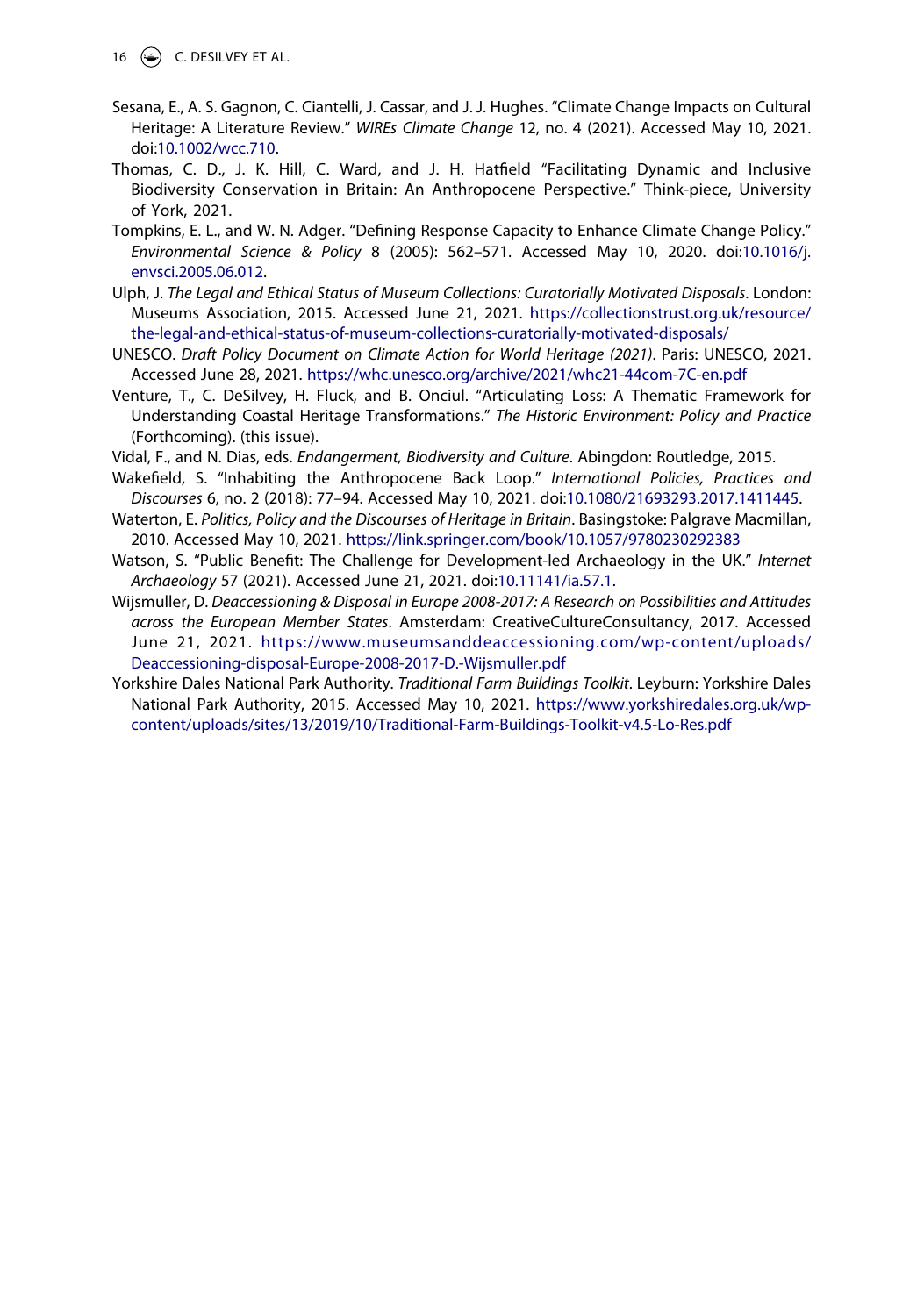Sesana, E., A. S. Gagnon, C. Ciantelli, J. Cassar, and J. J. Hughes. "Climate Change Impacts on Cultural Heritage: A Literature Review." *WIREs Climate Change* 12, no. 4 (2021). Accessed May 10, 2021. doi:10.1002/wcc.710.

Thomas, C. D., J. K. Hill, C. Ward, and J. H. Hatfield "Facilitating Dynamic and Inclusive Biodiversity Conservation in Britain: An Anthropocene Perspective." Think-piece, University of York, 2021.

Tompkins, E. L., and W. N. Adger. "Defining Response Capacity to Enhance Climate Change Policy." *Environmental Science & Policy* 8 (2005): 562–571. Accessed May 10, 2020. doi:10.1016/j.envsci.2005.06.012.

Ulph, J. *The Legal and Ethical Status of Museum Collections: Curatorially Motivated Disposals*. London: Museums Association, 2015. Accessed June 21, 2021. https://collectionstrust.org.uk/resource/the-legal-and-ethical-status-of-museum-collections-curatorially-motivated-disposals/

UNESCO. *Draft Policy Document on Climate Action for World Heritage (2021)*. Paris: UNESCO, 2021. Accessed June 28, 2021. https://whc.unesco.org/archive/2021/whc21-44com-7C-en.pdf

Venture, T., C. DeSilvey, H. Fluck, and B. Onciul. "Articulating Loss: A Thematic Framework for Understanding Coastal Heritage Transformations." *The Historic Environment: Policy and Practice* (Forthcoming). (this issue).

Vidal, F., and N. Dias, eds. *Endangerment, Biodiversity and Culture*. Abingdon: Routledge, 2015.

Wakefield, S. "Inhabiting the Anthropocene Back Loop." *International Policies, Practices and Discourses* 6, no. 2 (2018): 77–94. Accessed May 10, 2021. doi:10.1080/21693293.2017.1411445.

Waterton, E. *Politics, Policy and the Discourses of Heritage in Britain*. Basingstoke: Palgrave Macmillan, 2010. Accessed May 10, 2021. https://link.springer.com/book/10.1057/9780230292383

Watson, S. "Public Benefit: The Challenge for Development-led Archaeology in the UK." *Internet Archaeology* 57 (2021). Accessed June 21, 2021. doi:10.11141/ia.57.1.

Wijsmuller, D. *Deaccessioning & Disposal in Europe 2008-2017: A Research on Possibilities and Attitudes across the European Member States*. Amsterdam: CreativeCultureConsultancy, 2017. Accessed June 21, 2021. https://www.museumsanddeaccessioning.com/wp-content/uploads/Deaccessioning-disposal-Europe-2008-2017-D.-Wijsmuller.pdf

Yorkshire Dales National Park Authority. *Traditional Farm Buildings Toolkit*. Leyburn: Yorkshire Dales National Park Authority, 2015. Accessed May 10, 2021. https://www.yorkshiredales.org.uk/wp-content/uploads/sites/13/2019/10/Traditional-Farm-Buildings-Toolkit-v4.5-Lo-Res.pdf